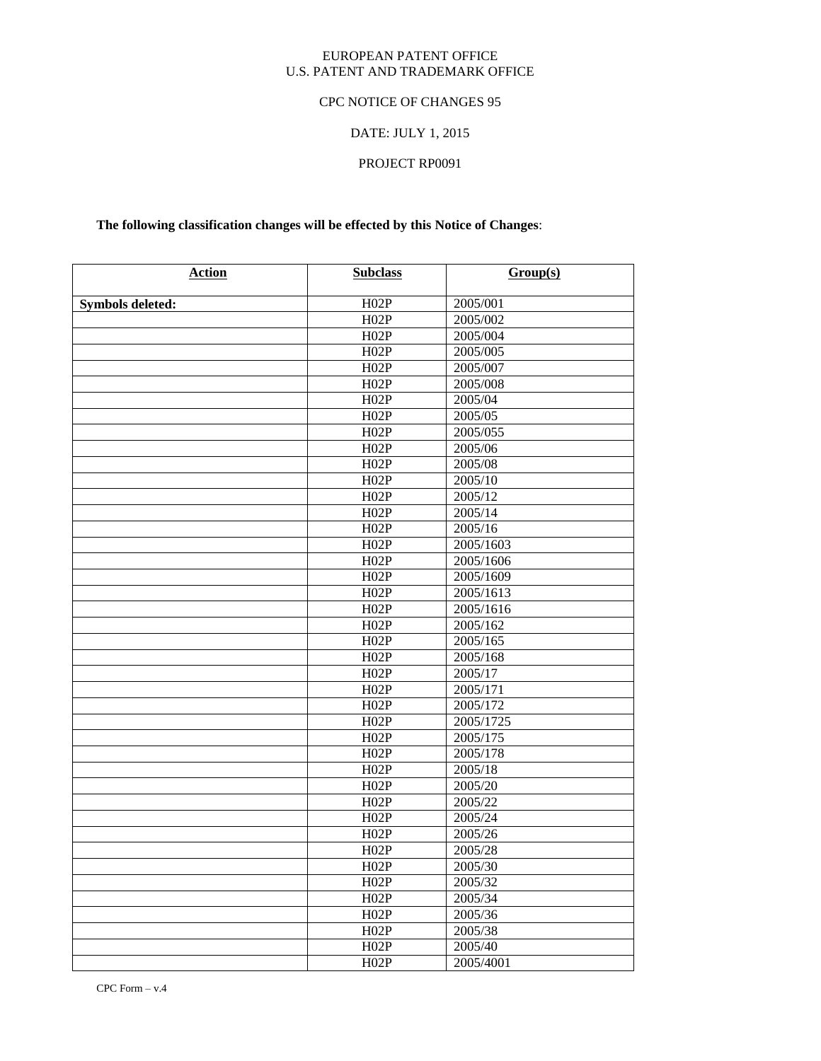EUROPEAN PATENT OFFICE
U.S. PATENT AND TRADEMARK OFFICE

CPC NOTICE OF CHANGES 95

DATE: JULY 1, 2015

PROJECT RP0091

**The following classification changes will be effected by this Notice of Changes**:

| Action | Subclass | Group(s) |
|---|---|---|
| **Symbols deleted:** | H02P | 2005/001 |
| | H02P | 2005/002 |
| | H02P | 2005/004 |
| | H02P | 2005/005 |
| | H02P | 2005/007 |
| | H02P | 2005/008 |
| | H02P | 2005/04 |
| | H02P | 2005/05 |
| | H02P | 2005/055 |
| | H02P | 2005/06 |
| | H02P | 2005/08 |
| | H02P | 2005/10 |
| | H02P | 2005/12 |
| | H02P | 2005/14 |
| | H02P | 2005/16 |
| | H02P | 2005/1603 |
| | H02P | 2005/1606 |
| | H02P | 2005/1609 |
| | H02P | 2005/1613 |
| | H02P | 2005/1616 |
| | H02P | 2005/162 |
| | H02P | 2005/165 |
| | H02P | 2005/168 |
| | H02P | 2005/17 |
| | H02P | 2005/171 |
| | H02P | 2005/172 |
| | H02P | 2005/1725 |
| | H02P | 2005/175 |
| | H02P | 2005/178 |
| | H02P | 2005/18 |
| | H02P | 2005/20 |
| | H02P | 2005/22 |
| | H02P | 2005/24 |
| | H02P | 2005/26 |
| | H02P | 2005/28 |
| | H02P | 2005/30 |
| | H02P | 2005/32 |
| | H02P | 2005/34 |
| | H02P | 2005/36 |
| | H02P | 2005/38 |
| | H02P | 2005/40 |
| | H02P | 2005/4001 |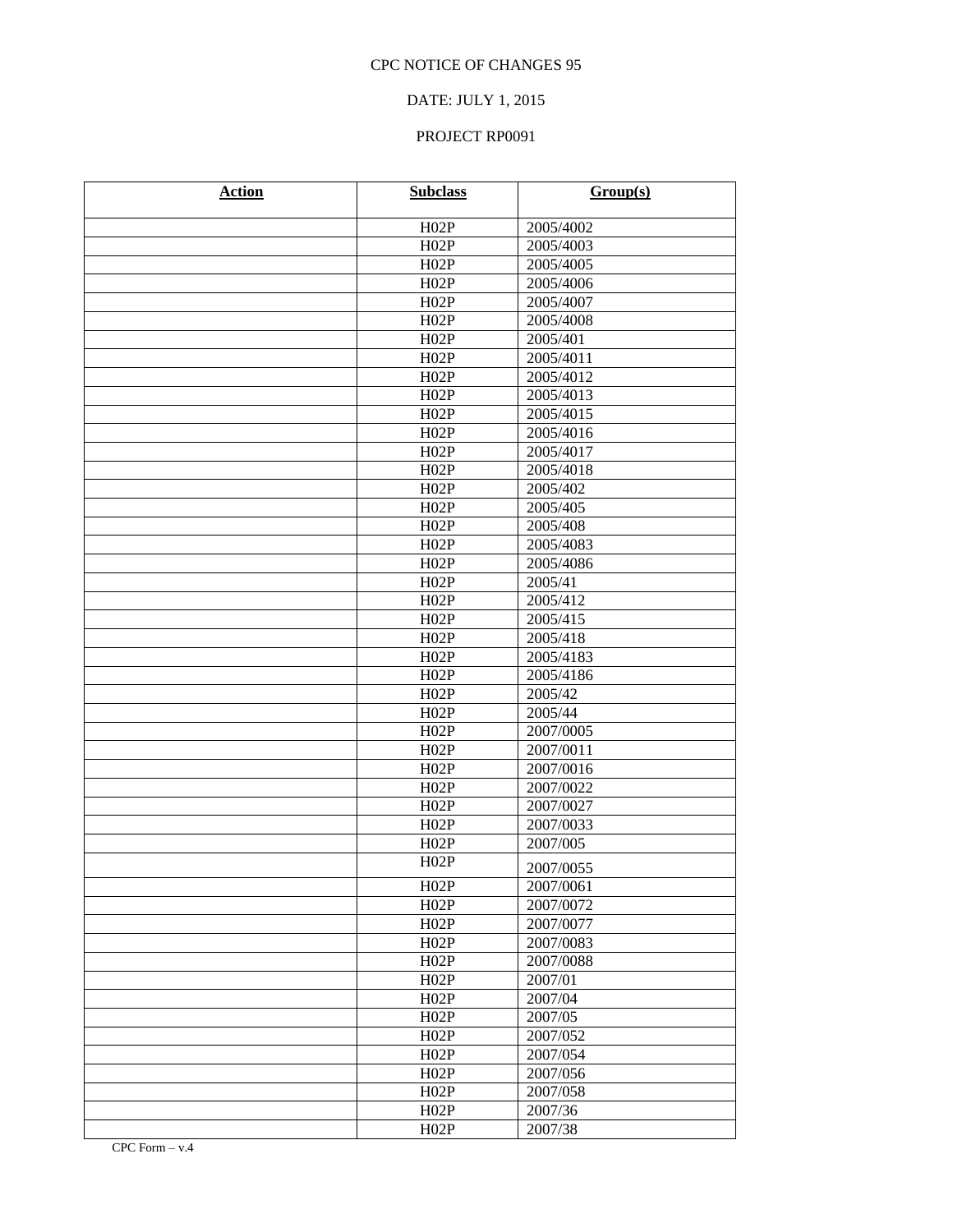CPC NOTICE OF CHANGES 95

DATE: JULY 1, 2015

PROJECT RP0091

| Action | Subclass | Group(s) |
| --- | --- | --- |
| | H02P | 2005/4002 |
| | H02P | 2005/4003 |
| | H02P | 2005/4005 |
| | H02P | 2005/4006 |
| | H02P | 2005/4007 |
| | H02P | 2005/4008 |
| | H02P | 2005/401 |
| | H02P | 2005/4011 |
| | H02P | 2005/4012 |
| | H02P | 2005/4013 |
| | H02P | 2005/4015 |
| | H02P | 2005/4016 |
| | H02P | 2005/4017 |
| | H02P | 2005/4018 |
| | H02P | 2005/402 |
| | H02P | 2005/405 |
| | H02P | 2005/408 |
| | H02P | 2005/4083 |
| | H02P | 2005/4086 |
| | H02P | 2005/41 |
| | H02P | 2005/412 |
| | H02P | 2005/415 |
| | H02P | 2005/418 |
| | H02P | 2005/4183 |
| | H02P | 2005/4186 |
| | H02P | 2005/42 |
| | H02P | 2005/44 |
| | H02P | 2007/0005 |
| | H02P | 2007/0011 |
| | H02P | 2007/0016 |
| | H02P | 2007/0022 |
| | H02P | 2007/0027 |
| | H02P | 2007/0033 |
| | H02P | 2007/005 |
| | H02P | 2007/0055 |
| | H02P | 2007/0061 |
| | H02P | 2007/0072 |
| | H02P | 2007/0077 |
| | H02P | 2007/0083 |
| | H02P | 2007/0088 |
| | H02P | 2007/01 |
| | H02P | 2007/04 |
| | H02P | 2007/05 |
| | H02P | 2007/052 |
| | H02P | 2007/054 |
| | H02P | 2007/056 |
| | H02P | 2007/058 |
| | H02P | 2007/36 |
| | H02P | 2007/38 |

CPC Form – v.4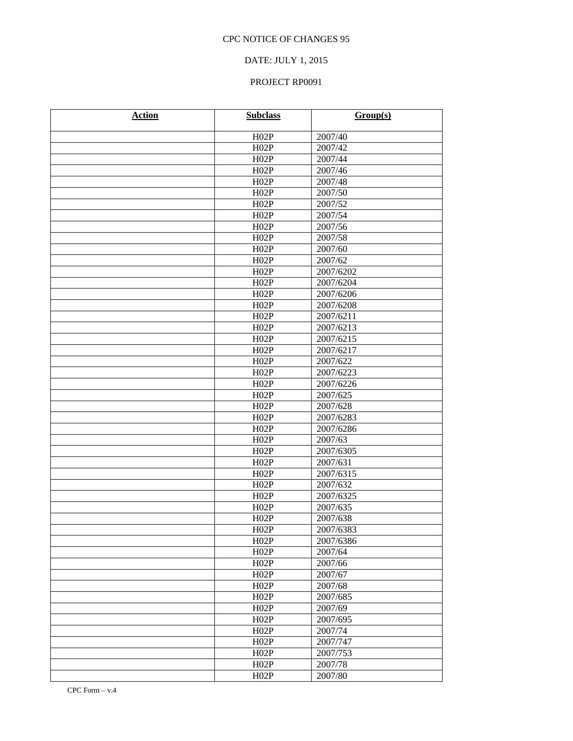CPC NOTICE OF CHANGES 95

DATE: JULY 1, 2015

PROJECT RP0091

| Action | Subclass | Group(s) |
|---|---|---|
| | H02P | 2007/40 |
| | H02P | 2007/42 |
| | H02P | 2007/44 |
| | H02P | 2007/46 |
| | H02P | 2007/48 |
| | H02P | 2007/50 |
| | H02P | 2007/52 |
| | H02P | 2007/54 |
| | H02P | 2007/56 |
| | H02P | 2007/58 |
| | H02P | 2007/60 |
| | H02P | 2007/62 |
| | H02P | 2007/6202 |
| | H02P | 2007/6204 |
| | H02P | 2007/6206 |
| | H02P | 2007/6208 |
| | H02P | 2007/6211 |
| | H02P | 2007/6213 |
| | H02P | 2007/6215 |
| | H02P | 2007/6217 |
| | H02P | 2007/622 |
| | H02P | 2007/6223 |
| | H02P | 2007/6226 |
| | H02P | 2007/625 |
| | H02P | 2007/628 |
| | H02P | 2007/6283 |
| | H02P | 2007/6286 |
| | H02P | 2007/63 |
| | H02P | 2007/6305 |
| | H02P | 2007/631 |
| | H02P | 2007/6315 |
| | H02P | 2007/632 |
| | H02P | 2007/6325 |
| | H02P | 2007/635 |
| | H02P | 2007/638 |
| | H02P | 2007/6383 |
| | H02P | 2007/6386 |
| | H02P | 2007/64 |
| | H02P | 2007/66 |
| | H02P | 2007/67 |
| | H02P | 2007/68 |
| | H02P | 2007/685 |
| | H02P | 2007/69 |
| | H02P | 2007/695 |
| | H02P | 2007/74 |
| | H02P | 2007/747 |
| | H02P | 2007/753 |
| | H02P | 2007/78 |
| | H02P | 2007/80 |

CPC Form – v.4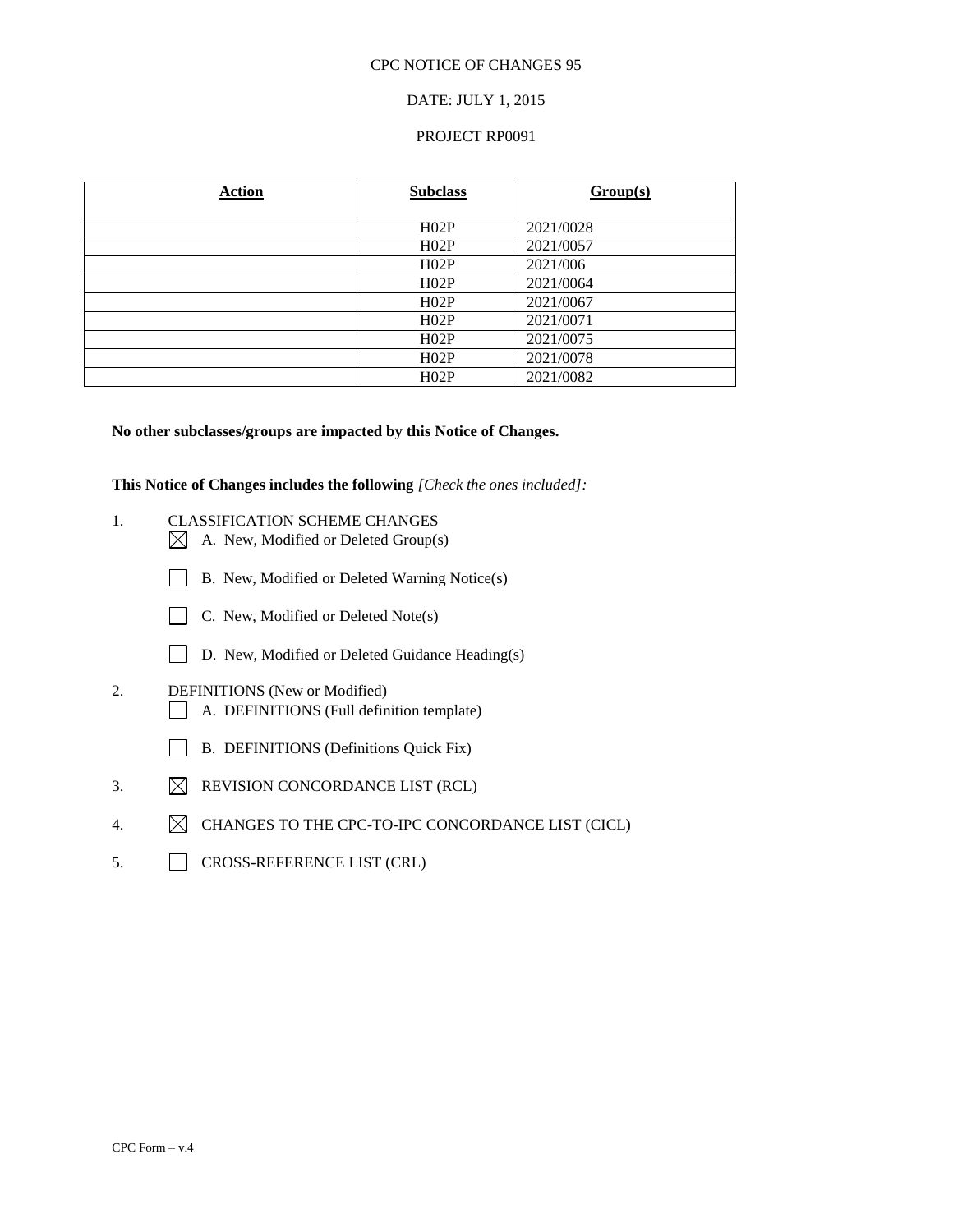CPC NOTICE OF CHANGES 95

DATE: JULY 1, 2015

PROJECT RP0091

| Action | Subclass | Group(s) |
| --- | --- | --- |
| | H02P | 2021/0028 |
| | H02P | 2021/0057 |
| | H02P | 2021/006 |
| | H02P | 2021/0064 |
| | H02P | 2021/0067 |
| | H02P | 2021/0071 |
| | H02P | 2021/0075 |
| | H02P | 2021/0078 |
| | H02P | 2021/0082 |

**No other subclasses/groups are impacted by this Notice of Changes.**

**This Notice of Changes includes the following** *[Check the ones included]:*

1. CLASSIFICATION SCHEME CHANGES
   - ☒ A. New, Modified or Deleted Group(s)
   - ☐ B. New, Modified or Deleted Warning Notice(s)
   - ☐ C. New, Modified or Deleted Note(s)
   - ☐ D. New, Modified or Deleted Guidance Heading(s)
2. DEFINITIONS (New or Modified)
   - ☐ A. DEFINITIONS (Full definition template)
   - ☐ B. DEFINITIONS (Definitions Quick Fix)
3. ☒ REVISION CONCORDANCE LIST (RCL)
4. ☒ CHANGES TO THE CPC-TO-IPC CONCORDANCE LIST (CICL)
5. ☐ CROSS-REFERENCE LIST (CRL)

CPC Form – v.4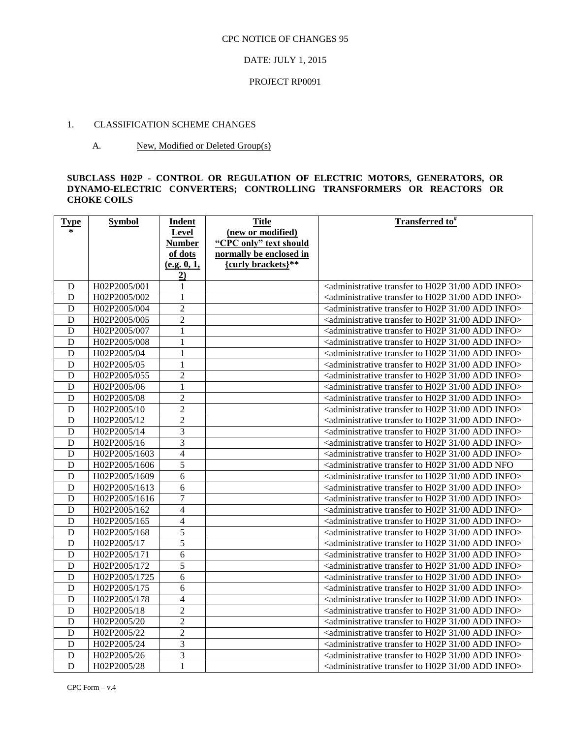CPC NOTICE OF CHANGES 95

DATE: JULY 1, 2015

PROJECT RP0091

1. CLASSIFICATION SCHEME CHANGES

A. New, Modified or Deleted Group(s)

**SUBCLASS H02P - CONTROL OR REGULATION OF ELECTRIC MOTORS, GENERATORS, OR DYNAMO-ELECTRIC CONVERTERS; CONTROLLING TRANSFORMERS OR REACTORS OR CHOKE COILS**

| Type * | Symbol | Indent Level Number of dots (e.g. 0, 1, 2) | Title (new or modified) "CPC only" text should normally be enclosed in {curly brackets}** | Transferred to# |
|---|---|---|---|---|
| D | H02P2005/001 | 1 | | <administrative transfer to H02P 31/00 ADD INFO> |
| D | H02P2005/002 | 1 | | <administrative transfer to H02P 31/00 ADD INFO> |
| D | H02P2005/004 | 2 | | <administrative transfer to H02P 31/00 ADD INFO> |
| D | H02P2005/005 | 2 | | <administrative transfer to H02P 31/00 ADD INFO> |
| D | H02P2005/007 | 1 | | <administrative transfer to H02P 31/00 ADD INFO> |
| D | H02P2005/008 | 1 | | <administrative transfer to H02P 31/00 ADD INFO> |
| D | H02P2005/04 | 1 | | <administrative transfer to H02P 31/00 ADD INFO> |
| D | H02P2005/05 | 1 | | <administrative transfer to H02P 31/00 ADD INFO> |
| D | H02P2005/055 | 2 | | <administrative transfer to H02P 31/00 ADD INFO> |
| D | H02P2005/06 | 1 | | <administrative transfer to H02P 31/00 ADD INFO> |
| D | H02P2005/08 | 2 | | <administrative transfer to H02P 31/00 ADD INFO> |
| D | H02P2005/10 | 2 | | <administrative transfer to H02P 31/00 ADD INFO> |
| D | H02P2005/12 | 2 | | <administrative transfer to H02P 31/00 ADD INFO> |
| D | H02P2005/14 | 3 | | <administrative transfer to H02P 31/00 ADD INFO> |
| D | H02P2005/16 | 3 | | <administrative transfer to H02P 31/00 ADD INFO> |
| D | H02P2005/1603 | 4 | | <administrative transfer to H02P 31/00 ADD INFO> |
| D | H02P2005/1606 | 5 | | <administrative transfer to H02P 31/00 ADD NFO |
| D | H02P2005/1609 | 6 | | <administrative transfer to H02P 31/00 ADD INFO> |
| D | H02P2005/1613 | 6 | | <administrative transfer to H02P 31/00 ADD INFO> |
| D | H02P2005/1616 | 7 | | <administrative transfer to H02P 31/00 ADD INFO> |
| D | H02P2005/162 | 4 | | <administrative transfer to H02P 31/00 ADD INFO> |
| D | H02P2005/165 | 4 | | <administrative transfer to H02P 31/00 ADD INFO> |
| D | H02P2005/168 | 5 | | <administrative transfer to H02P 31/00 ADD INFO> |
| D | H02P2005/17 | 5 | | <administrative transfer to H02P 31/00 ADD INFO> |
| D | H02P2005/171 | 6 | | <administrative transfer to H02P 31/00 ADD INFO> |
| D | H02P2005/172 | 5 | | <administrative transfer to H02P 31/00 ADD INFO> |
| D | H02P2005/1725 | 6 | | <administrative transfer to H02P 31/00 ADD INFO> |
| D | H02P2005/175 | 6 | | <administrative transfer to H02P 31/00 ADD INFO> |
| D | H02P2005/178 | 4 | | <administrative transfer to H02P 31/00 ADD INFO> |
| D | H02P2005/18 | 2 | | <administrative transfer to H02P 31/00 ADD INFO> |
| D | H02P2005/20 | 2 | | <administrative transfer to H02P 31/00 ADD INFO> |
| D | H02P2005/22 | 2 | | <administrative transfer to H02P 31/00 ADD INFO> |
| D | H02P2005/24 | 3 | | <administrative transfer to H02P 31/00 ADD INFO> |
| D | H02P2005/26 | 3 | | <administrative transfer to H02P 31/00 ADD INFO> |
| D | H02P2005/28 | 1 | | <administrative transfer to H02P 31/00 ADD INFO> |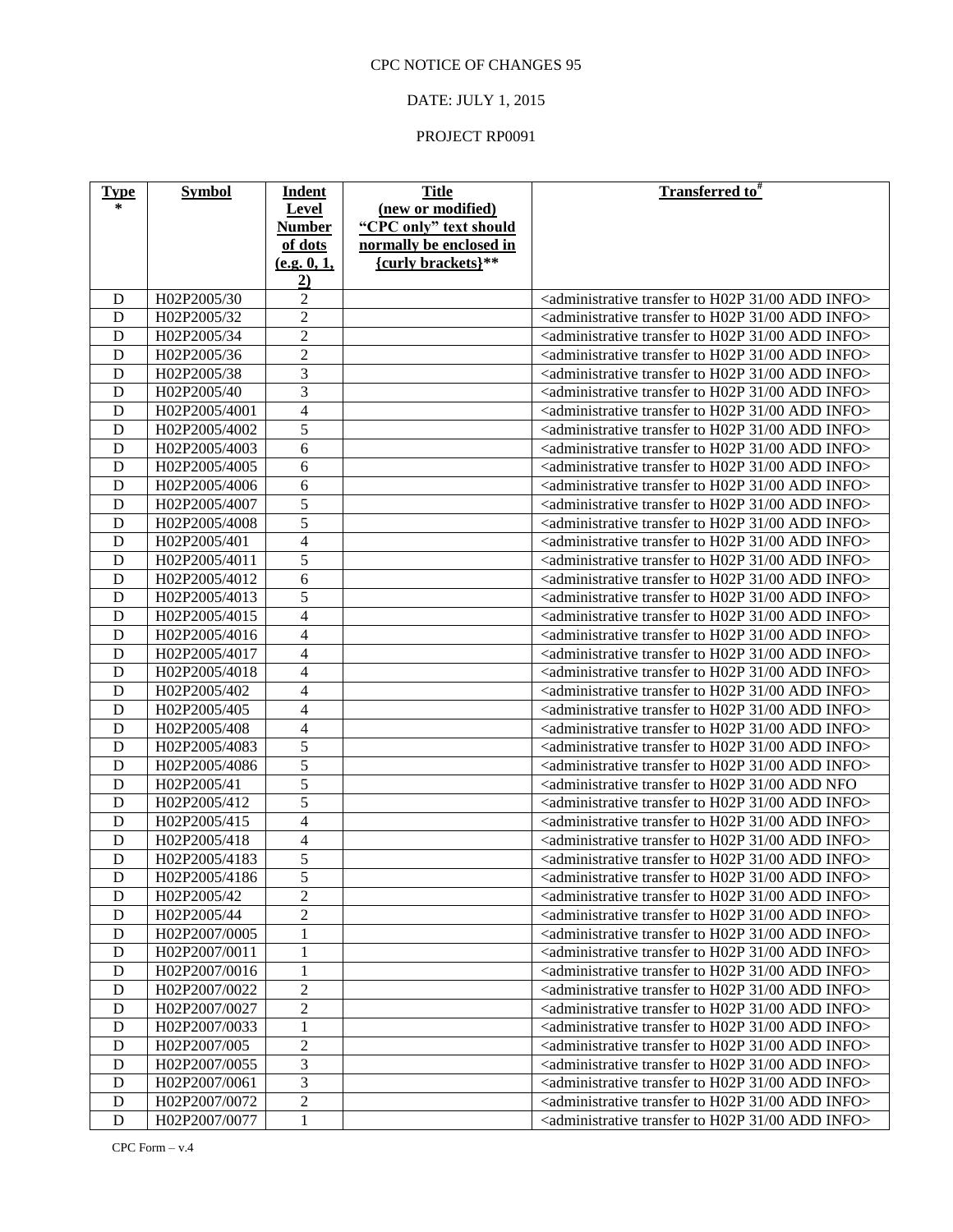CPC NOTICE OF CHANGES 95

DATE: JULY 1, 2015

PROJECT RP0091

| Type * | Symbol | Indent Level Number of dots (e.g. 0, 1, 2) | Title (new or modified) "CPC only" text should normally be enclosed in {curly brackets}** | Transferred to# |
|---|---|---|---|---|
| D | H02P2005/30 | 2 | | <administrative transfer to H02P 31/00 ADD INFO> |
| D | H02P2005/32 | 2 | | <administrative transfer to H02P 31/00 ADD INFO> |
| D | H02P2005/34 | 2 | | <administrative transfer to H02P 31/00 ADD INFO> |
| D | H02P2005/36 | 2 | | <administrative transfer to H02P 31/00 ADD INFO> |
| D | H02P2005/38 | 3 | | <administrative transfer to H02P 31/00 ADD INFO> |
| D | H02P2005/40 | 3 | | <administrative transfer to H02P 31/00 ADD INFO> |
| D | H02P2005/4001 | 4 | | <administrative transfer to H02P 31/00 ADD INFO> |
| D | H02P2005/4002 | 5 | | <administrative transfer to H02P 31/00 ADD INFO> |
| D | H02P2005/4003 | 6 | | <administrative transfer to H02P 31/00 ADD INFO> |
| D | H02P2005/4005 | 6 | | <administrative transfer to H02P 31/00 ADD INFO> |
| D | H02P2005/4006 | 6 | | <administrative transfer to H02P 31/00 ADD INFO> |
| D | H02P2005/4007 | 5 | | <administrative transfer to H02P 31/00 ADD INFO> |
| D | H02P2005/4008 | 5 | | <administrative transfer to H02P 31/00 ADD INFO> |
| D | H02P2005/401 | 4 | | <administrative transfer to H02P 31/00 ADD INFO> |
| D | H02P2005/4011 | 5 | | <administrative transfer to H02P 31/00 ADD INFO> |
| D | H02P2005/4012 | 6 | | <administrative transfer to H02P 31/00 ADD INFO> |
| D | H02P2005/4013 | 5 | | <administrative transfer to H02P 31/00 ADD INFO> |
| D | H02P2005/4015 | 4 | | <administrative transfer to H02P 31/00 ADD INFO> |
| D | H02P2005/4016 | 4 | | <administrative transfer to H02P 31/00 ADD INFO> |
| D | H02P2005/4017 | 4 | | <administrative transfer to H02P 31/00 ADD INFO> |
| D | H02P2005/4018 | 4 | | <administrative transfer to H02P 31/00 ADD INFO> |
| D | H02P2005/402 | 4 | | <administrative transfer to H02P 31/00 ADD INFO> |
| D | H02P2005/405 | 4 | | <administrative transfer to H02P 31/00 ADD INFO> |
| D | H02P2005/408 | 4 | | <administrative transfer to H02P 31/00 ADD INFO> |
| D | H02P2005/4083 | 5 | | <administrative transfer to H02P 31/00 ADD INFO> |
| D | H02P2005/4086 | 5 | | <administrative transfer to H02P 31/00 ADD INFO> |
| D | H02P2005/41 | 5 | | <administrative transfer to H02P 31/00 ADD NFO |
| D | H02P2005/412 | 5 | | <administrative transfer to H02P 31/00 ADD INFO> |
| D | H02P2005/415 | 4 | | <administrative transfer to H02P 31/00 ADD INFO> |
| D | H02P2005/418 | 4 | | <administrative transfer to H02P 31/00 ADD INFO> |
| D | H02P2005/4183 | 5 | | <administrative transfer to H02P 31/00 ADD INFO> |
| D | H02P2005/4186 | 5 | | <administrative transfer to H02P 31/00 ADD INFO> |
| D | H02P2005/42 | 2 | | <administrative transfer to H02P 31/00 ADD INFO> |
| D | H02P2005/44 | 2 | | <administrative transfer to H02P 31/00 ADD INFO> |
| D | H02P2007/0005 | 1 | | <administrative transfer to H02P 31/00 ADD INFO> |
| D | H02P2007/0011 | 1 | | <administrative transfer to H02P 31/00 ADD INFO> |
| D | H02P2007/0016 | 1 | | <administrative transfer to H02P 31/00 ADD INFO> |
| D | H02P2007/0022 | 2 | | <administrative transfer to H02P 31/00 ADD INFO> |
| D | H02P2007/0027 | 2 | | <administrative transfer to H02P 31/00 ADD INFO> |
| D | H02P2007/0033 | 1 | | <administrative transfer to H02P 31/00 ADD INFO> |
| D | H02P2007/005 | 2 | | <administrative transfer to H02P 31/00 ADD INFO> |
| D | H02P2007/0055 | 3 | | <administrative transfer to H02P 31/00 ADD INFO> |
| D | H02P2007/0061 | 3 | | <administrative transfer to H02P 31/00 ADD INFO> |
| D | H02P2007/0072 | 2 | | <administrative transfer to H02P 31/00 ADD INFO> |
| D | H02P2007/0077 | 1 | | <administrative transfer to H02P 31/00 ADD INFO> |

CPC Form – v.4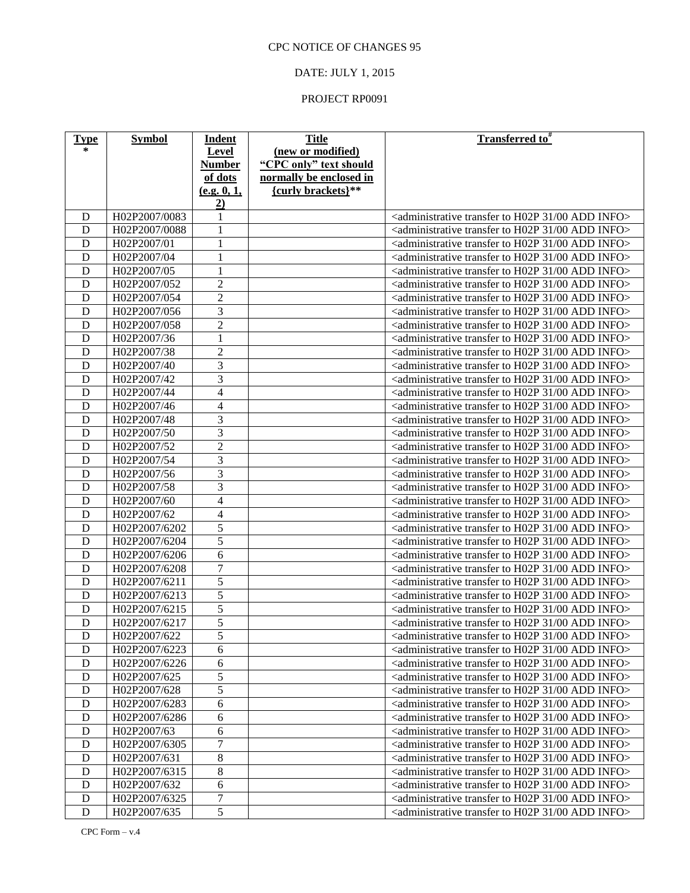CPC NOTICE OF CHANGES 95

DATE: JULY 1, 2015

PROJECT RP0091

| **Type** * | **Symbol** | **Indent Level Number of dots (e.g. 0, 1, 2)** | **Title (new or modified) "CPC only" text should normally be enclosed in {curly brackets}**** | **Transferred to**[#] |
|---|---|---|---|---|
| D | H02P2007/0083 | 1 | | <administrative transfer to H02P 31/00 ADD INFO> |
| D | H02P2007/0088 | 1 | | <administrative transfer to H02P 31/00 ADD INFO> |
| D | H02P2007/01 | 1 | | <administrative transfer to H02P 31/00 ADD INFO> |
| D | H02P2007/04 | 1 | | <administrative transfer to H02P 31/00 ADD INFO> |
| D | H02P2007/05 | 1 | | <administrative transfer to H02P 31/00 ADD INFO> |
| D | H02P2007/052 | 2 | | <administrative transfer to H02P 31/00 ADD INFO> |
| D | H02P2007/054 | 2 | | <administrative transfer to H02P 31/00 ADD INFO> |
| D | H02P2007/056 | 3 | | <administrative transfer to H02P 31/00 ADD INFO> |
| D | H02P2007/058 | 2 | | <administrative transfer to H02P 31/00 ADD INFO> |
| D | H02P2007/36 | 1 | | <administrative transfer to H02P 31/00 ADD INFO> |
| D | H02P2007/38 | 2 | | <administrative transfer to H02P 31/00 ADD INFO> |
| D | H02P2007/40 | 3 | | <administrative transfer to H02P 31/00 ADD INFO> |
| D | H02P2007/42 | 3 | | <administrative transfer to H02P 31/00 ADD INFO> |
| D | H02P2007/44 | 4 | | <administrative transfer to H02P 31/00 ADD INFO> |
| D | H02P2007/46 | 4 | | <administrative transfer to H02P 31/00 ADD INFO> |
| D | H02P2007/48 | 3 | | <administrative transfer to H02P 31/00 ADD INFO> |
| D | H02P2007/50 | 3 | | <administrative transfer to H02P 31/00 ADD INFO> |
| D | H02P2007/52 | 2 | | <administrative transfer to H02P 31/00 ADD INFO> |
| D | H02P2007/54 | 3 | | <administrative transfer to H02P 31/00 ADD INFO> |
| D | H02P2007/56 | 3 | | <administrative transfer to H02P 31/00 ADD INFO> |
| D | H02P2007/58 | 3 | | <administrative transfer to H02P 31/00 ADD INFO> |
| D | H02P2007/60 | 4 | | <administrative transfer to H02P 31/00 ADD INFO> |
| D | H02P2007/62 | 4 | | <administrative transfer to H02P 31/00 ADD INFO> |
| D | H02P2007/6202 | 5 | | <administrative transfer to H02P 31/00 ADD INFO> |
| D | H02P2007/6204 | 5 | | <administrative transfer to H02P 31/00 ADD INFO> |
| D | H02P2007/6206 | 6 | | <administrative transfer to H02P 31/00 ADD INFO> |
| D | H02P2007/6208 | 7 | | <administrative transfer to H02P 31/00 ADD INFO> |
| D | H02P2007/6211 | 5 | | <administrative transfer to H02P 31/00 ADD INFO> |
| D | H02P2007/6213 | 5 | | <administrative transfer to H02P 31/00 ADD INFO> |
| D | H02P2007/6215 | 5 | | <administrative transfer to H02P 31/00 ADD INFO> |
| D | H02P2007/6217 | 5 | | <administrative transfer to H02P 31/00 ADD INFO> |
| D | H02P2007/622 | 5 | | <administrative transfer to H02P 31/00 ADD INFO> |
| D | H02P2007/6223 | 6 | | <administrative transfer to H02P 31/00 ADD INFO> |
| D | H02P2007/6226 | 6 | | <administrative transfer to H02P 31/00 ADD INFO> |
| D | H02P2007/625 | 5 | | <administrative transfer to H02P 31/00 ADD INFO> |
| D | H02P2007/628 | 5 | | <administrative transfer to H02P 31/00 ADD INFO> |
| D | H02P2007/6283 | 6 | | <administrative transfer to H02P 31/00 ADD INFO> |
| D | H02P2007/6286 | 6 | | <administrative transfer to H02P 31/00 ADD INFO> |
| D | H02P2007/63 | 6 | | <administrative transfer to H02P 31/00 ADD INFO> |
| D | H02P2007/6305 | 7 | | <administrative transfer to H02P 31/00 ADD INFO> |
| D | H02P2007/631 | 8 | | <administrative transfer to H02P 31/00 ADD INFO> |
| D | H02P2007/6315 | 8 | | <administrative transfer to H02P 31/00 ADD INFO> |
| D | H02P2007/632 | 6 | | <administrative transfer to H02P 31/00 ADD INFO> |
| D | H02P2007/6325 | 7 | | <administrative transfer to H02P 31/00 ADD INFO> |
| D | H02P2007/635 | 5 | | <administrative transfer to H02P 31/00 ADD INFO> |

CPC Form – v.4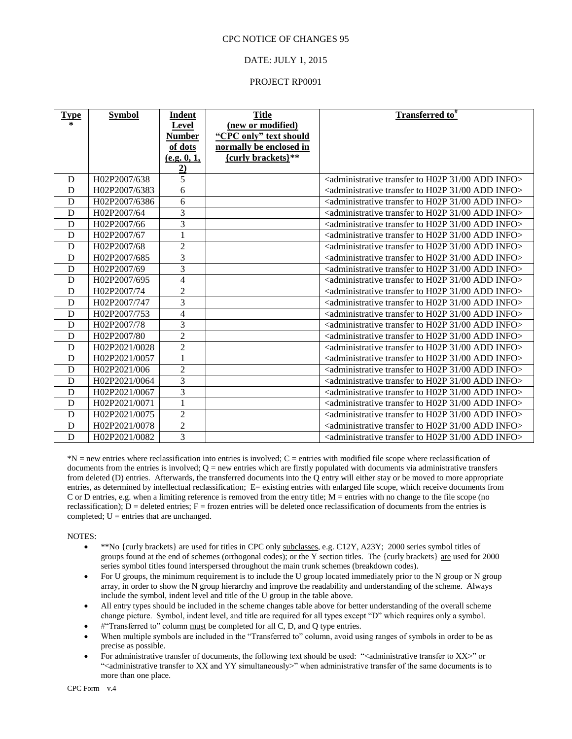CPC NOTICE OF CHANGES 95

DATE: JULY 1, 2015

PROJECT RP0091

| Type * | Symbol | Indent Level Number of dots (e.g. 0, 1, 2) | Title (new or modified) "CPC only" text should normally be enclosed in {curly brackets}** | Transferred to# |
|---|---|---|---|---|
| D | H02P2007/638 | 5 | | <administrative transfer to H02P 31/00 ADD INFO> |
| D | H02P2007/6383 | 6 | | <administrative transfer to H02P 31/00 ADD INFO> |
| D | H02P2007/6386 | 6 | | <administrative transfer to H02P 31/00 ADD INFO> |
| D | H02P2007/64 | 3 | | <administrative transfer to H02P 31/00 ADD INFO> |
| D | H02P2007/66 | 3 | | <administrative transfer to H02P 31/00 ADD INFO> |
| D | H02P2007/67 | 1 | | <administrative transfer to H02P 31/00 ADD INFO> |
| D | H02P2007/68 | 2 | | <administrative transfer to H02P 31/00 ADD INFO> |
| D | H02P2007/685 | 3 | | <administrative transfer to H02P 31/00 ADD INFO> |
| D | H02P2007/69 | 3 | | <administrative transfer to H02P 31/00 ADD INFO> |
| D | H02P2007/695 | 4 | | <administrative transfer to H02P 31/00 ADD INFO> |
| D | H02P2007/74 | 2 | | <administrative transfer to H02P 31/00 ADD INFO> |
| D | H02P2007/747 | 3 | | <administrative transfer to H02P 31/00 ADD INFO> |
| D | H02P2007/753 | 4 | | <administrative transfer to H02P 31/00 ADD INFO> |
| D | H02P2007/78 | 3 | | <administrative transfer to H02P 31/00 ADD INFO> |
| D | H02P2007/80 | 2 | | <administrative transfer to H02P 31/00 ADD INFO> |
| D | H02P2021/0028 | 2 | | <administrative transfer to H02P 31/00 ADD INFO> |
| D | H02P2021/0057 | 1 | | <administrative transfer to H02P 31/00 ADD INFO> |
| D | H02P2021/006 | 2 | | <administrative transfer to H02P 31/00 ADD INFO> |
| D | H02P2021/0064 | 3 | | <administrative transfer to H02P 31/00 ADD INFO> |
| D | H02P2021/0067 | 3 | | <administrative transfer to H02P 31/00 ADD INFO> |
| D | H02P2021/0071 | 1 | | <administrative transfer to H02P 31/00 ADD INFO> |
| D | H02P2021/0075 | 2 | | <administrative transfer to H02P 31/00 ADD INFO> |
| D | H02P2021/0078 | 2 | | <administrative transfer to H02P 31/00 ADD INFO> |
| D | H02P2021/0082 | 3 | | <administrative transfer to H02P 31/00 ADD INFO> |

*N = new entries where reclassification into entries is involved; C = entries with modified file scope where reclassification of documents from the entries is involved; Q = new entries which are firstly populated with documents via administrative transfers from deleted (D) entries. Afterwards, the transferred documents into the Q entry will either stay or be moved to more appropriate entries, as determined by intellectual reclassification; E= existing entries with enlarged file scope, which receive documents from C or D entries, e.g. when a limiting reference is removed from the entry title; M = entries with no change to the file scope (no reclassification); D = deleted entries; F = frozen entries will be deleted once reclassification of documents from the entries is completed; U = entries that are unchanged.

NOTES:

- **No {curly brackets} are used for titles in CPC only subclasses, e.g. C12Y, A23Y; 2000 series symbol titles of groups found at the end of schemes (orthogonal codes); or the Y section titles. The {curly brackets} are used for 2000 series symbol titles found interspersed throughout the main trunk schemes (breakdown codes).
- For U groups, the minimum requirement is to include the U group located immediately prior to the N group or N group array, in order to show the N group hierarchy and improve the readability and understanding of the scheme. Always include the symbol, indent level and title of the U group in the table above.
- All entry types should be included in the scheme changes table above for better understanding of the overall scheme change picture. Symbol, indent level, and title are required for all types except "D" which requires only a symbol.
- #"Transferred to" column must be completed for all C, D, and Q type entries.
- When multiple symbols are included in the "Transferred to" column, avoid using ranges of symbols in order to be as precise as possible.
- For administrative transfer of documents, the following text should be used: "<administrative transfer to XX>" or "<administrative transfer to XX and YY simultaneously>" when administrative transfer of the same documents is to more than one place.

CPC Form – v.4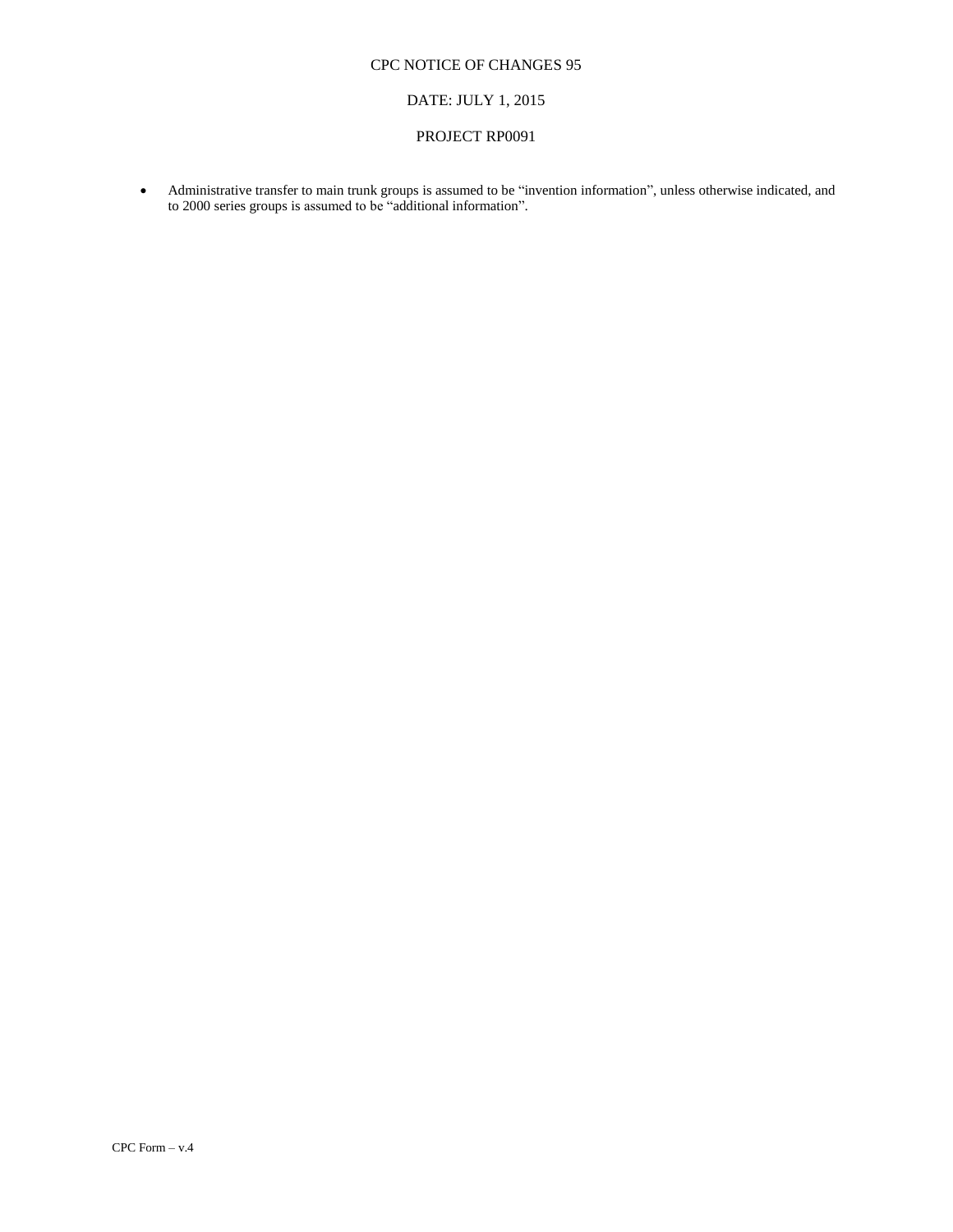- Administrative transfer to main trunk groups is assumed to be "invention information", unless otherwise indicated, and to 2000 series groups is assumed to be "additional information".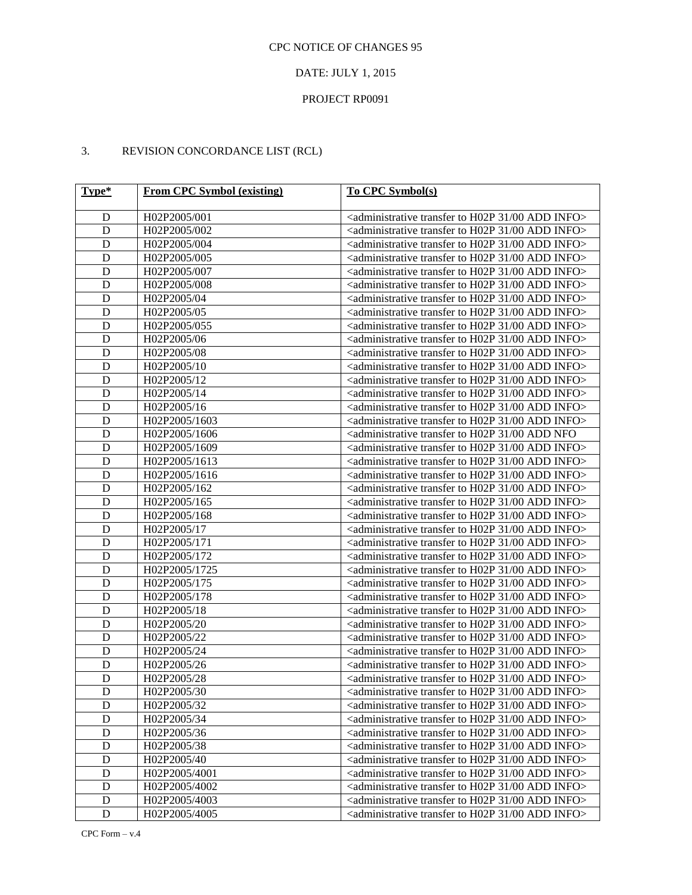CPC NOTICE OF CHANGES 95

DATE: JULY 1, 2015

PROJECT RP0091

3. REVISION CONCORDANCE LIST (RCL)

| Type* | From CPC Symbol (existing) | To CPC Symbol(s) |
|---|---|---|
| D | H02P2005/001 | <administrative transfer to H02P 31/00 ADD INFO> |
| D | H02P2005/002 | <administrative transfer to H02P 31/00 ADD INFO> |
| D | H02P2005/004 | <administrative transfer to H02P 31/00 ADD INFO> |
| D | H02P2005/005 | <administrative transfer to H02P 31/00 ADD INFO> |
| D | H02P2005/007 | <administrative transfer to H02P 31/00 ADD INFO> |
| D | H02P2005/008 | <administrative transfer to H02P 31/00 ADD INFO> |
| D | H02P2005/04 | <administrative transfer to H02P 31/00 ADD INFO> |
| D | H02P2005/05 | <administrative transfer to H02P 31/00 ADD INFO> |
| D | H02P2005/055 | <administrative transfer to H02P 31/00 ADD INFO> |
| D | H02P2005/06 | <administrative transfer to H02P 31/00 ADD INFO> |
| D | H02P2005/08 | <administrative transfer to H02P 31/00 ADD INFO> |
| D | H02P2005/10 | <administrative transfer to H02P 31/00 ADD INFO> |
| D | H02P2005/12 | <administrative transfer to H02P 31/00 ADD INFO> |
| D | H02P2005/14 | <administrative transfer to H02P 31/00 ADD INFO> |
| D | H02P2005/16 | <administrative transfer to H02P 31/00 ADD INFO> |
| D | H02P2005/1603 | <administrative transfer to H02P 31/00 ADD INFO> |
| D | H02P2005/1606 | <administrative transfer to H02P 31/00 ADD NFO |
| D | H02P2005/1609 | <administrative transfer to H02P 31/00 ADD INFO> |
| D | H02P2005/1613 | <administrative transfer to H02P 31/00 ADD INFO> |
| D | H02P2005/1616 | <administrative transfer to H02P 31/00 ADD INFO> |
| D | H02P2005/162 | <administrative transfer to H02P 31/00 ADD INFO> |
| D | H02P2005/165 | <administrative transfer to H02P 31/00 ADD INFO> |
| D | H02P2005/168 | <administrative transfer to H02P 31/00 ADD INFO> |
| D | H02P2005/17 | <administrative transfer to H02P 31/00 ADD INFO> |
| D | H02P2005/171 | <administrative transfer to H02P 31/00 ADD INFO> |
| D | H02P2005/172 | <administrative transfer to H02P 31/00 ADD INFO> |
| D | H02P2005/1725 | <administrative transfer to H02P 31/00 ADD INFO> |
| D | H02P2005/175 | <administrative transfer to H02P 31/00 ADD INFO> |
| D | H02P2005/178 | <administrative transfer to H02P 31/00 ADD INFO> |
| D | H02P2005/18 | <administrative transfer to H02P 31/00 ADD INFO> |
| D | H02P2005/20 | <administrative transfer to H02P 31/00 ADD INFO> |
| D | H02P2005/22 | <administrative transfer to H02P 31/00 ADD INFO> |
| D | H02P2005/24 | <administrative transfer to H02P 31/00 ADD INFO> |
| D | H02P2005/26 | <administrative transfer to H02P 31/00 ADD INFO> |
| D | H02P2005/28 | <administrative transfer to H02P 31/00 ADD INFO> |
| D | H02P2005/30 | <administrative transfer to H02P 31/00 ADD INFO> |
| D | H02P2005/32 | <administrative transfer to H02P 31/00 ADD INFO> |
| D | H02P2005/34 | <administrative transfer to H02P 31/00 ADD INFO> |
| D | H02P2005/36 | <administrative transfer to H02P 31/00 ADD INFO> |
| D | H02P2005/38 | <administrative transfer to H02P 31/00 ADD INFO> |
| D | H02P2005/40 | <administrative transfer to H02P 31/00 ADD INFO> |
| D | H02P2005/4001 | <administrative transfer to H02P 31/00 ADD INFO> |
| D | H02P2005/4002 | <administrative transfer to H02P 31/00 ADD INFO> |
| D | H02P2005/4003 | <administrative transfer to H02P 31/00 ADD INFO> |
| D | H02P2005/4005 | <administrative transfer to H02P 31/00 ADD INFO> |

CPC Form – v.4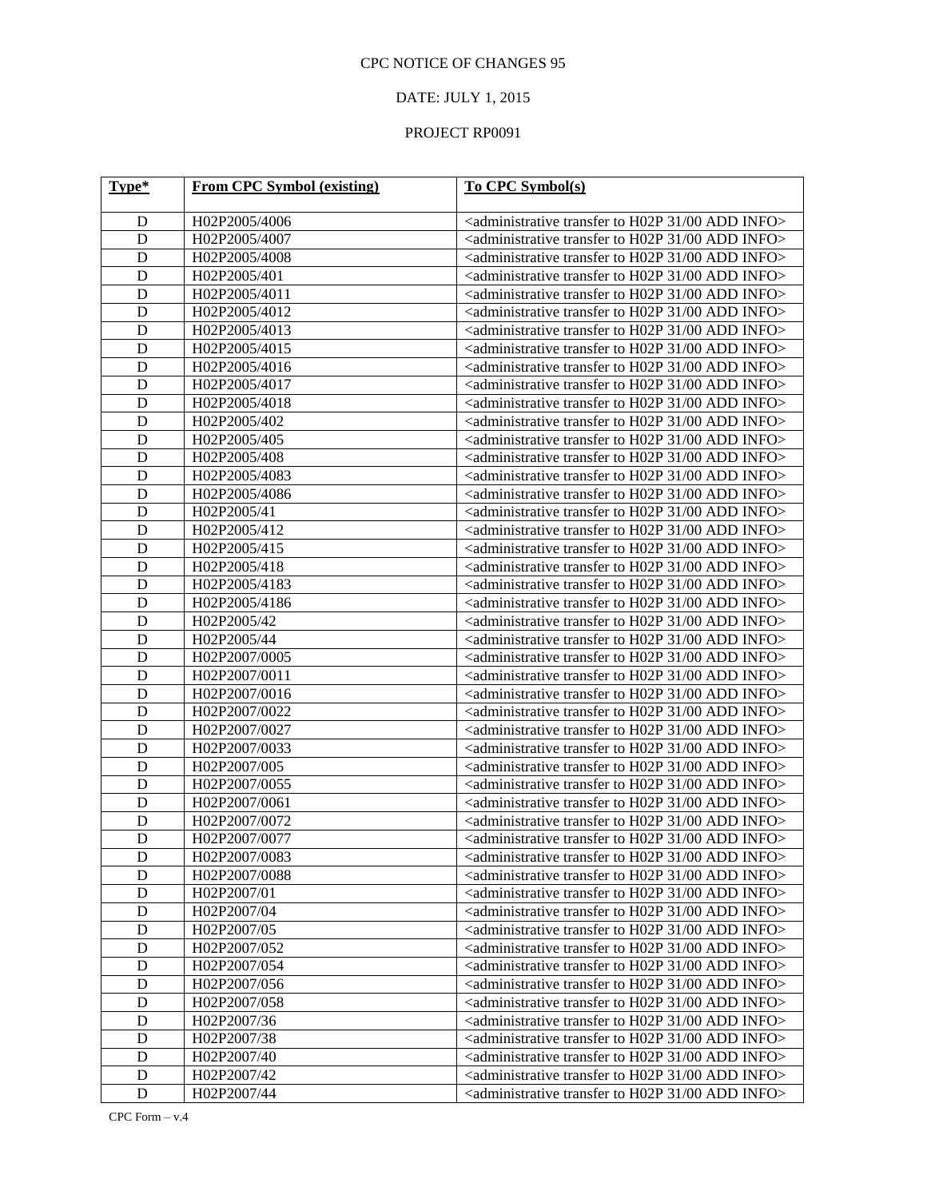CPC NOTICE OF CHANGES 95

DATE: JULY 1, 2015

PROJECT RP0091

| Type* | From CPC Symbol (existing) | To CPC Symbol(s) |
|---|---|---|
| D | H02P2005/4006 | <administrative transfer to H02P 31/00 ADD INFO> |
| D | H02P2005/4007 | <administrative transfer to H02P 31/00 ADD INFO> |
| D | H02P2005/4008 | <administrative transfer to H02P 31/00 ADD INFO> |
| D | H02P2005/401 | <administrative transfer to H02P 31/00 ADD INFO> |
| D | H02P2005/4011 | <administrative transfer to H02P 31/00 ADD INFO> |
| D | H02P2005/4012 | <administrative transfer to H02P 31/00 ADD INFO> |
| D | H02P2005/4013 | <administrative transfer to H02P 31/00 ADD INFO> |
| D | H02P2005/4015 | <administrative transfer to H02P 31/00 ADD INFO> |
| D | H02P2005/4016 | <administrative transfer to H02P 31/00 ADD INFO> |
| D | H02P2005/4017 | <administrative transfer to H02P 31/00 ADD INFO> |
| D | H02P2005/4018 | <administrative transfer to H02P 31/00 ADD INFO> |
| D | H02P2005/402 | <administrative transfer to H02P 31/00 ADD INFO> |
| D | H02P2005/405 | <administrative transfer to H02P 31/00 ADD INFO> |
| D | H02P2005/408 | <administrative transfer to H02P 31/00 ADD INFO> |
| D | H02P2005/4083 | <administrative transfer to H02P 31/00 ADD INFO> |
| D | H02P2005/4086 | <administrative transfer to H02P 31/00 ADD INFO> |
| D | H02P2005/41 | <administrative transfer to H02P 31/00 ADD INFO> |
| D | H02P2005/412 | <administrative transfer to H02P 31/00 ADD INFO> |
| D | H02P2005/415 | <administrative transfer to H02P 31/00 ADD INFO> |
| D | H02P2005/418 | <administrative transfer to H02P 31/00 ADD INFO> |
| D | H02P2005/4183 | <administrative transfer to H02P 31/00 ADD INFO> |
| D | H02P2005/4186 | <administrative transfer to H02P 31/00 ADD INFO> |
| D | H02P2005/42 | <administrative transfer to H02P 31/00 ADD INFO> |
| D | H02P2005/44 | <administrative transfer to H02P 31/00 ADD INFO> |
| D | H02P2007/0005 | <administrative transfer to H02P 31/00 ADD INFO> |
| D | H02P2007/0011 | <administrative transfer to H02P 31/00 ADD INFO> |
| D | H02P2007/0016 | <administrative transfer to H02P 31/00 ADD INFO> |
| D | H02P2007/0022 | <administrative transfer to H02P 31/00 ADD INFO> |
| D | H02P2007/0027 | <administrative transfer to H02P 31/00 ADD INFO> |
| D | H02P2007/0033 | <administrative transfer to H02P 31/00 ADD INFO> |
| D | H02P2007/005 | <administrative transfer to H02P 31/00 ADD INFO> |
| D | H02P2007/0055 | <administrative transfer to H02P 31/00 ADD INFO> |
| D | H02P2007/0061 | <administrative transfer to H02P 31/00 ADD INFO> |
| D | H02P2007/0072 | <administrative transfer to H02P 31/00 ADD INFO> |
| D | H02P2007/0077 | <administrative transfer to H02P 31/00 ADD INFO> |
| D | H02P2007/0083 | <administrative transfer to H02P 31/00 ADD INFO> |
| D | H02P2007/0088 | <administrative transfer to H02P 31/00 ADD INFO> |
| D | H02P2007/01 | <administrative transfer to H02P 31/00 ADD INFO> |
| D | H02P2007/04 | <administrative transfer to H02P 31/00 ADD INFO> |
| D | H02P2007/05 | <administrative transfer to H02P 31/00 ADD INFO> |
| D | H02P2007/052 | <administrative transfer to H02P 31/00 ADD INFO> |
| D | H02P2007/054 | <administrative transfer to H02P 31/00 ADD INFO> |
| D | H02P2007/056 | <administrative transfer to H02P 31/00 ADD INFO> |
| D | H02P2007/058 | <administrative transfer to H02P 31/00 ADD INFO> |
| D | H02P2007/36 | <administrative transfer to H02P 31/00 ADD INFO> |
| D | H02P2007/38 | <administrative transfer to H02P 31/00 ADD INFO> |
| D | H02P2007/40 | <administrative transfer to H02P 31/00 ADD INFO> |
| D | H02P2007/42 | <administrative transfer to H02P 31/00 ADD INFO> |
| D | H02P2007/44 | <administrative transfer to H02P 31/00 ADD INFO> |

CPC Form – v.4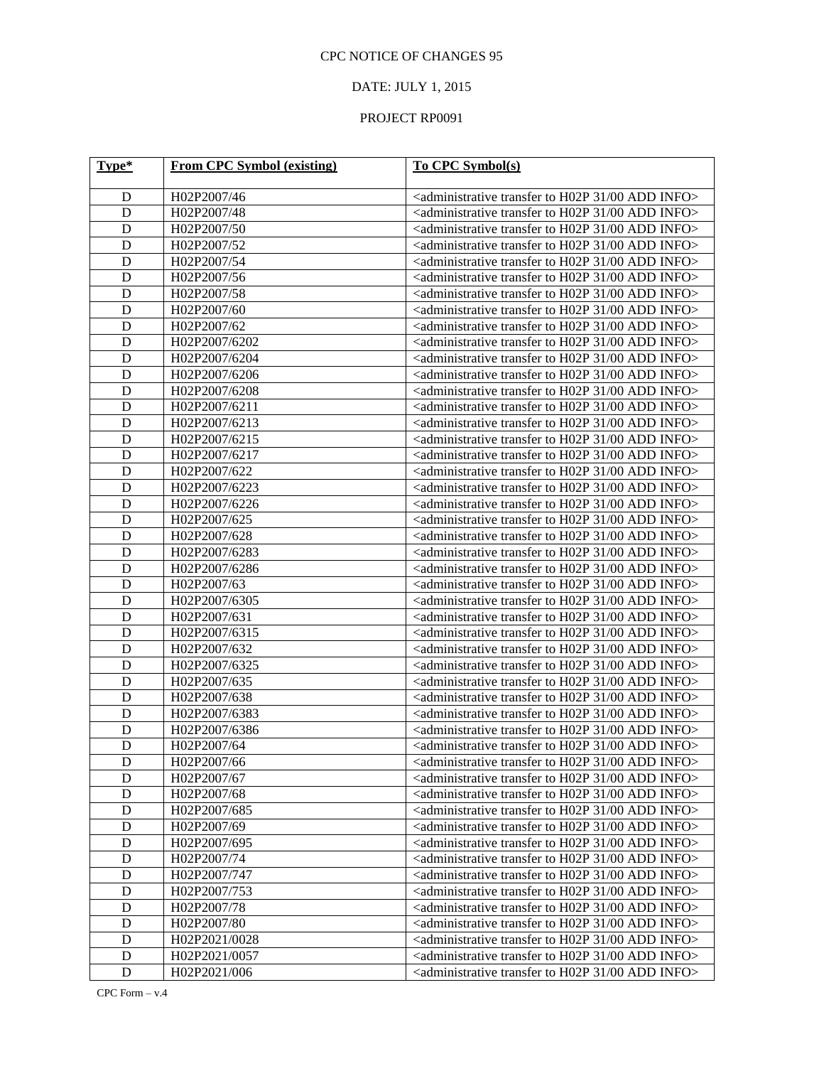CPC NOTICE OF CHANGES 95

DATE: JULY 1, 2015

PROJECT RP0091

| Type* | From CPC Symbol (existing) | To CPC Symbol(s) |
|---|---|---|
| D | H02P2007/46 | <administrative transfer to H02P 31/00 ADD INFO> |
| D | H02P2007/48 | <administrative transfer to H02P 31/00 ADD INFO> |
| D | H02P2007/50 | <administrative transfer to H02P 31/00 ADD INFO> |
| D | H02P2007/52 | <administrative transfer to H02P 31/00 ADD INFO> |
| D | H02P2007/54 | <administrative transfer to H02P 31/00 ADD INFO> |
| D | H02P2007/56 | <administrative transfer to H02P 31/00 ADD INFO> |
| D | H02P2007/58 | <administrative transfer to H02P 31/00 ADD INFO> |
| D | H02P2007/60 | <administrative transfer to H02P 31/00 ADD INFO> |
| D | H02P2007/62 | <administrative transfer to H02P 31/00 ADD INFO> |
| D | H02P2007/6202 | <administrative transfer to H02P 31/00 ADD INFO> |
| D | H02P2007/6204 | <administrative transfer to H02P 31/00 ADD INFO> |
| D | H02P2007/6206 | <administrative transfer to H02P 31/00 ADD INFO> |
| D | H02P2007/6208 | <administrative transfer to H02P 31/00 ADD INFO> |
| D | H02P2007/6211 | <administrative transfer to H02P 31/00 ADD INFO> |
| D | H02P2007/6213 | <administrative transfer to H02P 31/00 ADD INFO> |
| D | H02P2007/6215 | <administrative transfer to H02P 31/00 ADD INFO> |
| D | H02P2007/6217 | <administrative transfer to H02P 31/00 ADD INFO> |
| D | H02P2007/622 | <administrative transfer to H02P 31/00 ADD INFO> |
| D | H02P2007/6223 | <administrative transfer to H02P 31/00 ADD INFO> |
| D | H02P2007/6226 | <administrative transfer to H02P 31/00 ADD INFO> |
| D | H02P2007/625 | <administrative transfer to H02P 31/00 ADD INFO> |
| D | H02P2007/628 | <administrative transfer to H02P 31/00 ADD INFO> |
| D | H02P2007/6283 | <administrative transfer to H02P 31/00 ADD INFO> |
| D | H02P2007/6286 | <administrative transfer to H02P 31/00 ADD INFO> |
| D | H02P2007/63 | <administrative transfer to H02P 31/00 ADD INFO> |
| D | H02P2007/6305 | <administrative transfer to H02P 31/00 ADD INFO> |
| D | H02P2007/631 | <administrative transfer to H02P 31/00 ADD INFO> |
| D | H02P2007/6315 | <administrative transfer to H02P 31/00 ADD INFO> |
| D | H02P2007/632 | <administrative transfer to H02P 31/00 ADD INFO> |
| D | H02P2007/6325 | <administrative transfer to H02P 31/00 ADD INFO> |
| D | H02P2007/635 | <administrative transfer to H02P 31/00 ADD INFO> |
| D | H02P2007/638 | <administrative transfer to H02P 31/00 ADD INFO> |
| D | H02P2007/6383 | <administrative transfer to H02P 31/00 ADD INFO> |
| D | H02P2007/6386 | <administrative transfer to H02P 31/00 ADD INFO> |
| D | H02P2007/64 | <administrative transfer to H02P 31/00 ADD INFO> |
| D | H02P2007/66 | <administrative transfer to H02P 31/00 ADD INFO> |
| D | H02P2007/67 | <administrative transfer to H02P 31/00 ADD INFO> |
| D | H02P2007/68 | <administrative transfer to H02P 31/00 ADD INFO> |
| D | H02P2007/685 | <administrative transfer to H02P 31/00 ADD INFO> |
| D | H02P2007/69 | <administrative transfer to H02P 31/00 ADD INFO> |
| D | H02P2007/695 | <administrative transfer to H02P 31/00 ADD INFO> |
| D | H02P2007/74 | <administrative transfer to H02P 31/00 ADD INFO> |
| D | H02P2007/747 | <administrative transfer to H02P 31/00 ADD INFO> |
| D | H02P2007/753 | <administrative transfer to H02P 31/00 ADD INFO> |
| D | H02P2007/78 | <administrative transfer to H02P 31/00 ADD INFO> |
| D | H02P2007/80 | <administrative transfer to H02P 31/00 ADD INFO> |
| D | H02P2021/0028 | <administrative transfer to H02P 31/00 ADD INFO> |
| D | H02P2021/0057 | <administrative transfer to H02P 31/00 ADD INFO> |
| D | H02P2021/006 | <administrative transfer to H02P 31/00 ADD INFO> |

CPC Form – v.4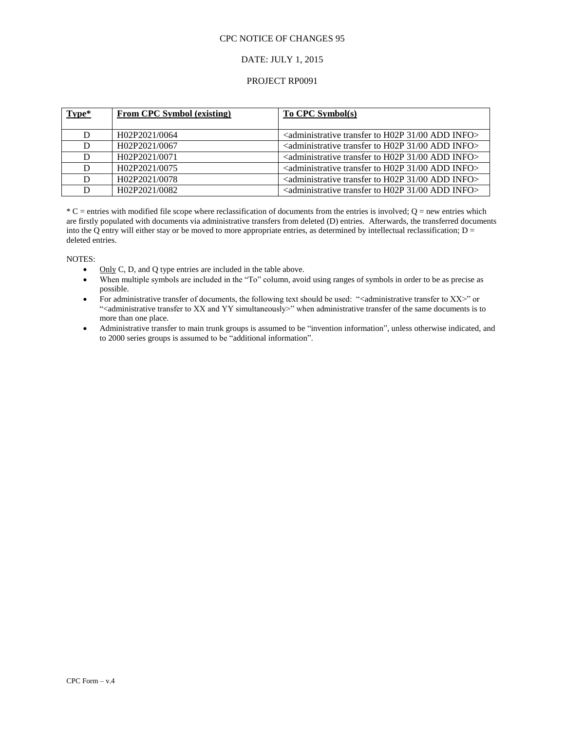CPC NOTICE OF CHANGES 95

DATE: JULY 1, 2015

PROJECT RP0091

| Type* | From CPC Symbol (existing) | To CPC Symbol(s) |
|---|---|---|
| D | H02P2021/0064 | <administrative transfer to H02P 31/00 ADD INFO> |
| D | H02P2021/0067 | <administrative transfer to H02P 31/00 ADD INFO> |
| D | H02P2021/0071 | <administrative transfer to H02P 31/00 ADD INFO> |
| D | H02P2021/0075 | <administrative transfer to H02P 31/00 ADD INFO> |
| D | H02P2021/0078 | <administrative transfer to H02P 31/00 ADD INFO> |
| D | H02P2021/0082 | <administrative transfer to H02P 31/00 ADD INFO> |

* C = entries with modified file scope where reclassification of documents from the entries is involved; Q = new entries which are firstly populated with documents via administrative transfers from deleted (D) entries. Afterwards, the transferred documents into the Q entry will either stay or be moved to more appropriate entries, as determined by intellectual reclassification; D = deleted entries.

NOTES:

- Only C, D, and Q type entries are included in the table above.
- When multiple symbols are included in the "To" column, avoid using ranges of symbols in order to be as precise as possible.
- For administrative transfer of documents, the following text should be used: "<administrative transfer to XX>" or "<administrative transfer to XX and YY simultaneously>" when administrative transfer of the same documents is to more than one place.
- Administrative transfer to main trunk groups is assumed to be "invention information", unless otherwise indicated, and to 2000 series groups is assumed to be "additional information".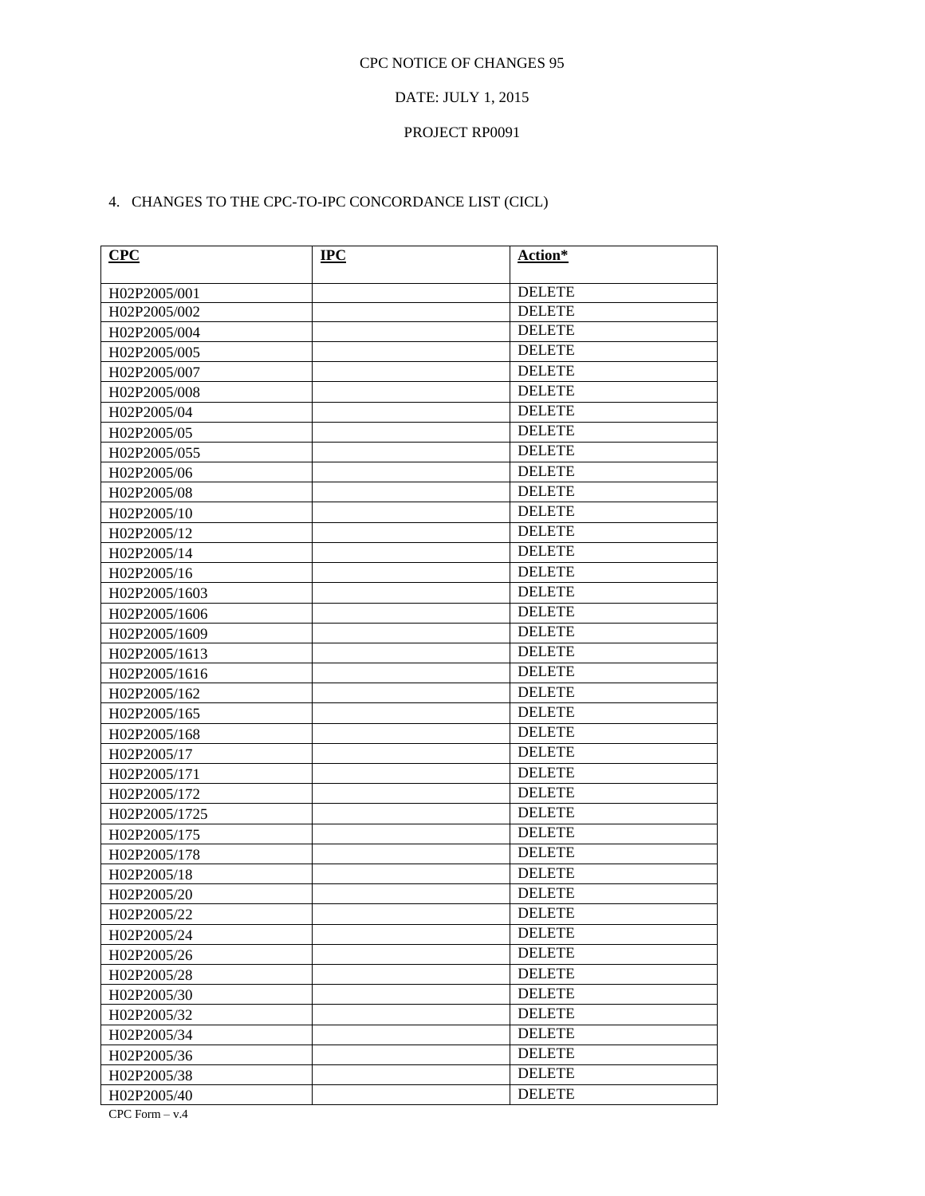CPC NOTICE OF CHANGES 95

DATE: JULY 1, 2015

PROJECT RP0091

4. CHANGES TO THE CPC-TO-IPC CONCORDANCE LIST (CICL)

| CPC | IPC | Action* |
|---|---|---|
| H02P2005/001 | | DELETE |
| H02P2005/002 | | DELETE |
| H02P2005/004 | | DELETE |
| H02P2005/005 | | DELETE |
| H02P2005/007 | | DELETE |
| H02P2005/008 | | DELETE |
| H02P2005/04 | | DELETE |
| H02P2005/05 | | DELETE |
| H02P2005/055 | | DELETE |
| H02P2005/06 | | DELETE |
| H02P2005/08 | | DELETE |
| H02P2005/10 | | DELETE |
| H02P2005/12 | | DELETE |
| H02P2005/14 | | DELETE |
| H02P2005/16 | | DELETE |
| H02P2005/1603 | | DELETE |
| H02P2005/1606 | | DELETE |
| H02P2005/1609 | | DELETE |
| H02P2005/1613 | | DELETE |
| H02P2005/1616 | | DELETE |
| H02P2005/162 | | DELETE |
| H02P2005/165 | | DELETE |
| H02P2005/168 | | DELETE |
| H02P2005/17 | | DELETE |
| H02P2005/171 | | DELETE |
| H02P2005/172 | | DELETE |
| H02P2005/1725 | | DELETE |
| H02P2005/175 | | DELETE |
| H02P2005/178 | | DELETE |
| H02P2005/18 | | DELETE |
| H02P2005/20 | | DELETE |
| H02P2005/22 | | DELETE |
| H02P2005/24 | | DELETE |
| H02P2005/26 | | DELETE |
| H02P2005/28 | | DELETE |
| H02P2005/30 | | DELETE |
| H02P2005/32 | | DELETE |
| H02P2005/34 | | DELETE |
| H02P2005/36 | | DELETE |
| H02P2005/38 | | DELETE |
| H02P2005/40 | | DELETE |

CPC Form – v.4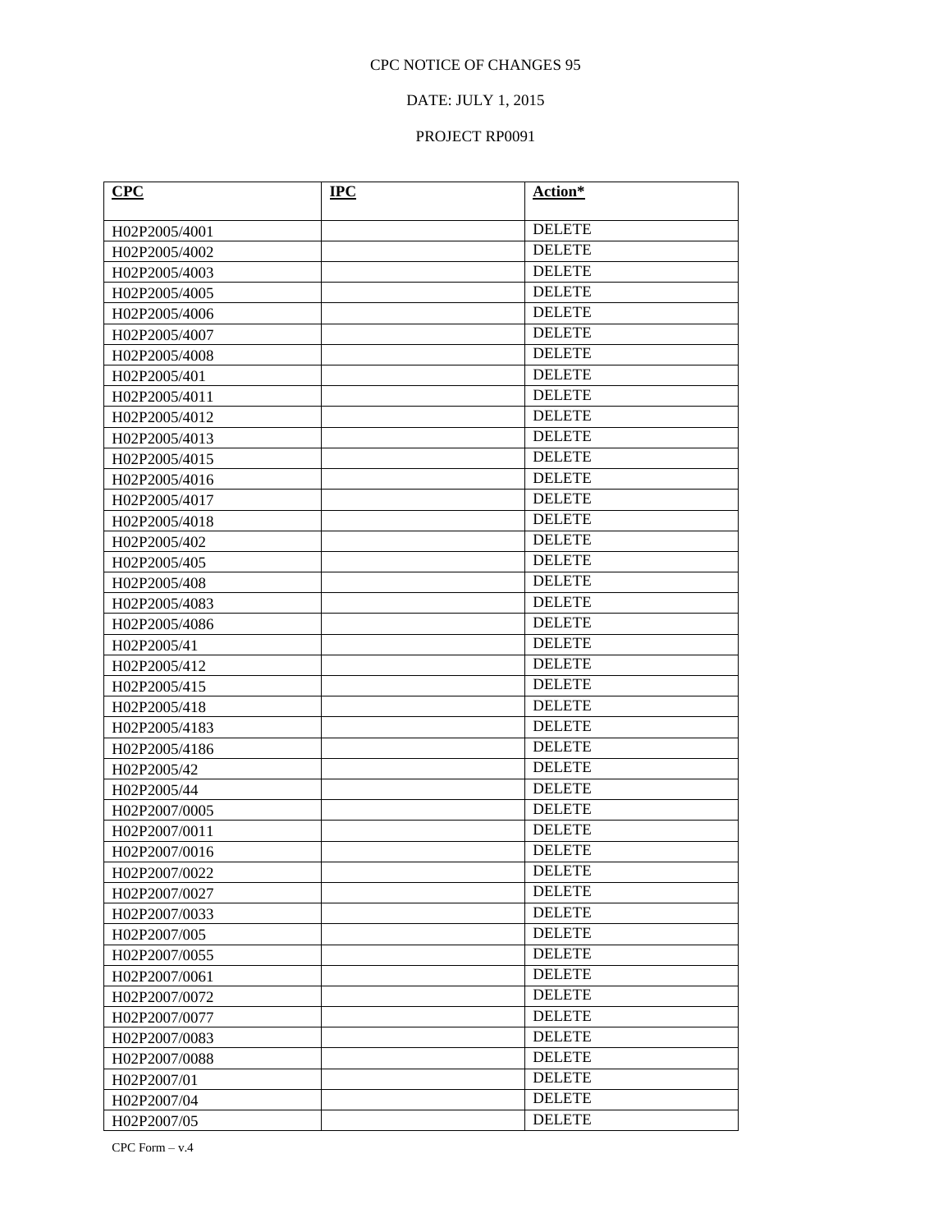CPC NOTICE OF CHANGES 95

DATE: JULY 1, 2015

PROJECT RP0091

| **CPC** | **IPC** | **Action*** |
| --- | --- | --- |
| H02P2005/4001 | | DELETE |
| H02P2005/4002 | | DELETE |
| H02P2005/4003 | | DELETE |
| H02P2005/4005 | | DELETE |
| H02P2005/4006 | | DELETE |
| H02P2005/4007 | | DELETE |
| H02P2005/4008 | | DELETE |
| H02P2005/401 | | DELETE |
| H02P2005/4011 | | DELETE |
| H02P2005/4012 | | DELETE |
| H02P2005/4013 | | DELETE |
| H02P2005/4015 | | DELETE |
| H02P2005/4016 | | DELETE |
| H02P2005/4017 | | DELETE |
| H02P2005/4018 | | DELETE |
| H02P2005/402 | | DELETE |
| H02P2005/405 | | DELETE |
| H02P2005/408 | | DELETE |
| H02P2005/4083 | | DELETE |
| H02P2005/4086 | | DELETE |
| H02P2005/41 | | DELETE |
| H02P2005/412 | | DELETE |
| H02P2005/415 | | DELETE |
| H02P2005/418 | | DELETE |
| H02P2005/4183 | | DELETE |
| H02P2005/4186 | | DELETE |
| H02P2005/42 | | DELETE |
| H02P2005/44 | | DELETE |
| H02P2007/0005 | | DELETE |
| H02P2007/0011 | | DELETE |
| H02P2007/0016 | | DELETE |
| H02P2007/0022 | | DELETE |
| H02P2007/0027 | | DELETE |
| H02P2007/0033 | | DELETE |
| H02P2007/005 | | DELETE |
| H02P2007/0055 | | DELETE |
| H02P2007/0061 | | DELETE |
| H02P2007/0072 | | DELETE |
| H02P2007/0077 | | DELETE |
| H02P2007/0083 | | DELETE |
| H02P2007/0088 | | DELETE |
| H02P2007/01 | | DELETE |
| H02P2007/04 | | DELETE |
| H02P2007/05 | | DELETE |

CPC Form – v.4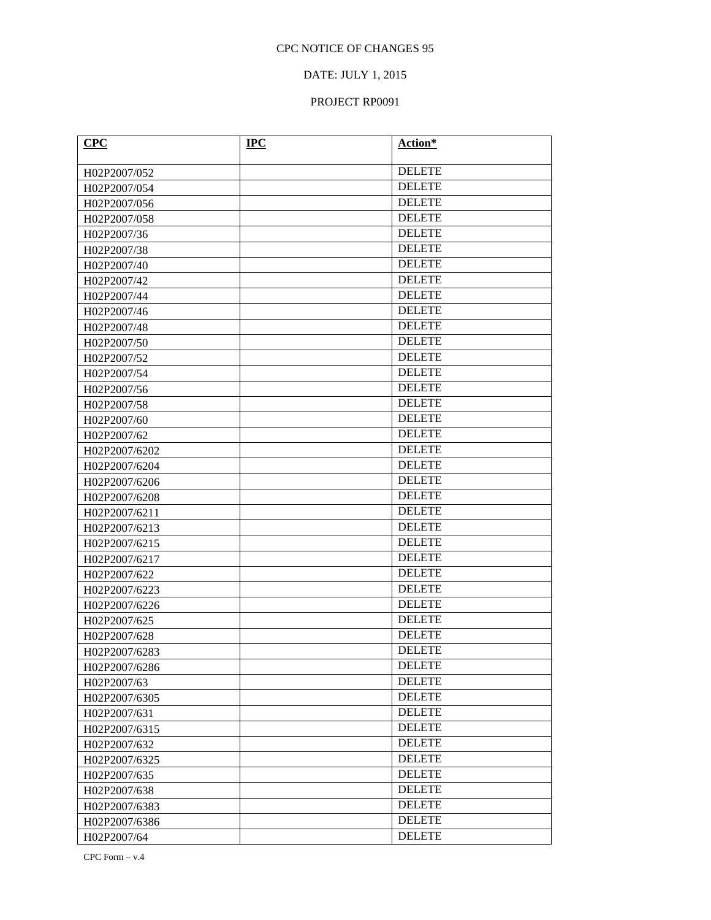CPC NOTICE OF CHANGES 95

DATE: JULY 1, 2015

PROJECT RP0091

| CPC | IPC | Action* |
|---|---|---|
| H02P2007/052 | | DELETE |
| H02P2007/054 | | DELETE |
| H02P2007/056 | | DELETE |
| H02P2007/058 | | DELETE |
| H02P2007/36 | | DELETE |
| H02P2007/38 | | DELETE |
| H02P2007/40 | | DELETE |
| H02P2007/42 | | DELETE |
| H02P2007/44 | | DELETE |
| H02P2007/46 | | DELETE |
| H02P2007/48 | | DELETE |
| H02P2007/50 | | DELETE |
| H02P2007/52 | | DELETE |
| H02P2007/54 | | DELETE |
| H02P2007/56 | | DELETE |
| H02P2007/58 | | DELETE |
| H02P2007/60 | | DELETE |
| H02P2007/62 | | DELETE |
| H02P2007/6202 | | DELETE |
| H02P2007/6204 | | DELETE |
| H02P2007/6206 | | DELETE |
| H02P2007/6208 | | DELETE |
| H02P2007/6211 | | DELETE |
| H02P2007/6213 | | DELETE |
| H02P2007/6215 | | DELETE |
| H02P2007/6217 | | DELETE |
| H02P2007/622 | | DELETE |
| H02P2007/6223 | | DELETE |
| H02P2007/6226 | | DELETE |
| H02P2007/625 | | DELETE |
| H02P2007/628 | | DELETE |
| H02P2007/6283 | | DELETE |
| H02P2007/6286 | | DELETE |
| H02P2007/63 | | DELETE |
| H02P2007/6305 | | DELETE |
| H02P2007/631 | | DELETE |
| H02P2007/6315 | | DELETE |
| H02P2007/632 | | DELETE |
| H02P2007/6325 | | DELETE |
| H02P2007/635 | | DELETE |
| H02P2007/638 | | DELETE |
| H02P2007/6383 | | DELETE |
| H02P2007/6386 | | DELETE |
| H02P2007/64 | | DELETE |

CPC Form – v.4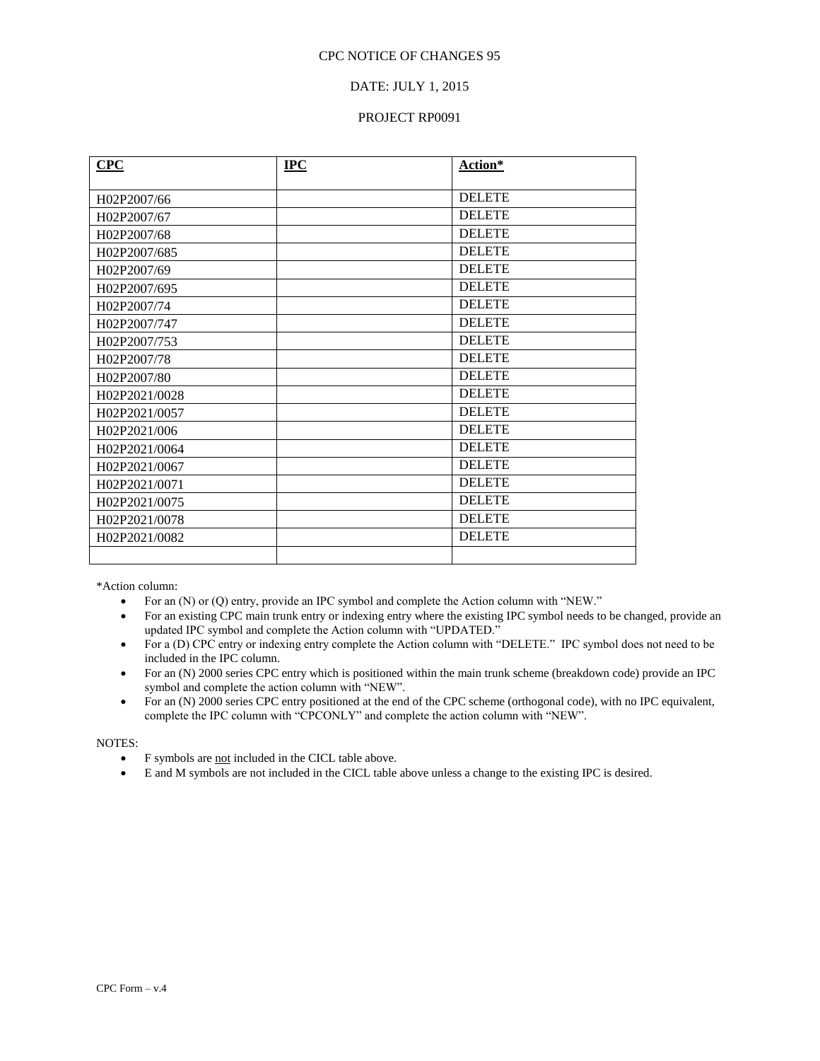CPC NOTICE OF CHANGES 95

DATE: JULY 1, 2015

PROJECT RP0091

| **CPC** | **IPC** | **Action*** |
|---|---|---|
| H02P2007/66 | | DELETE |
| H02P2007/67 | | DELETE |
| H02P2007/68 | | DELETE |
| H02P2007/685 | | DELETE |
| H02P2007/69 | | DELETE |
| H02P2007/695 | | DELETE |
| H02P2007/74 | | DELETE |
| H02P2007/747 | | DELETE |
| H02P2007/753 | | DELETE |
| H02P2007/78 | | DELETE |
| H02P2007/80 | | DELETE |
| H02P2021/0028 | | DELETE |
| H02P2021/0057 | | DELETE |
| H02P2021/006 | | DELETE |
| H02P2021/0064 | | DELETE |
| H02P2021/0067 | | DELETE |
| H02P2021/0071 | | DELETE |
| H02P2021/0075 | | DELETE |
| H02P2021/0078 | | DELETE |
| H02P2021/0082 | | DELETE |
| | | |

*Action column:

- For an (N) or (Q) entry, provide an IPC symbol and complete the Action column with "NEW."
- For an existing CPC main trunk entry or indexing entry where the existing IPC symbol needs to be changed, provide an updated IPC symbol and complete the Action column with "UPDATED."
- For a (D) CPC entry or indexing entry complete the Action column with "DELETE." IPC symbol does not need to be included in the IPC column.
- For an (N) 2000 series CPC entry which is positioned within the main trunk scheme (breakdown code) provide an IPC symbol and complete the action column with "NEW".
- For an (N) 2000 series CPC entry positioned at the end of the CPC scheme (orthogonal code), with no IPC equivalent, complete the IPC column with "CPCONLY" and complete the action column with "NEW".

NOTES:

- F symbols are not included in the CICL table above.
- E and M symbols are not included in the CICL table above unless a change to the existing IPC is desired.